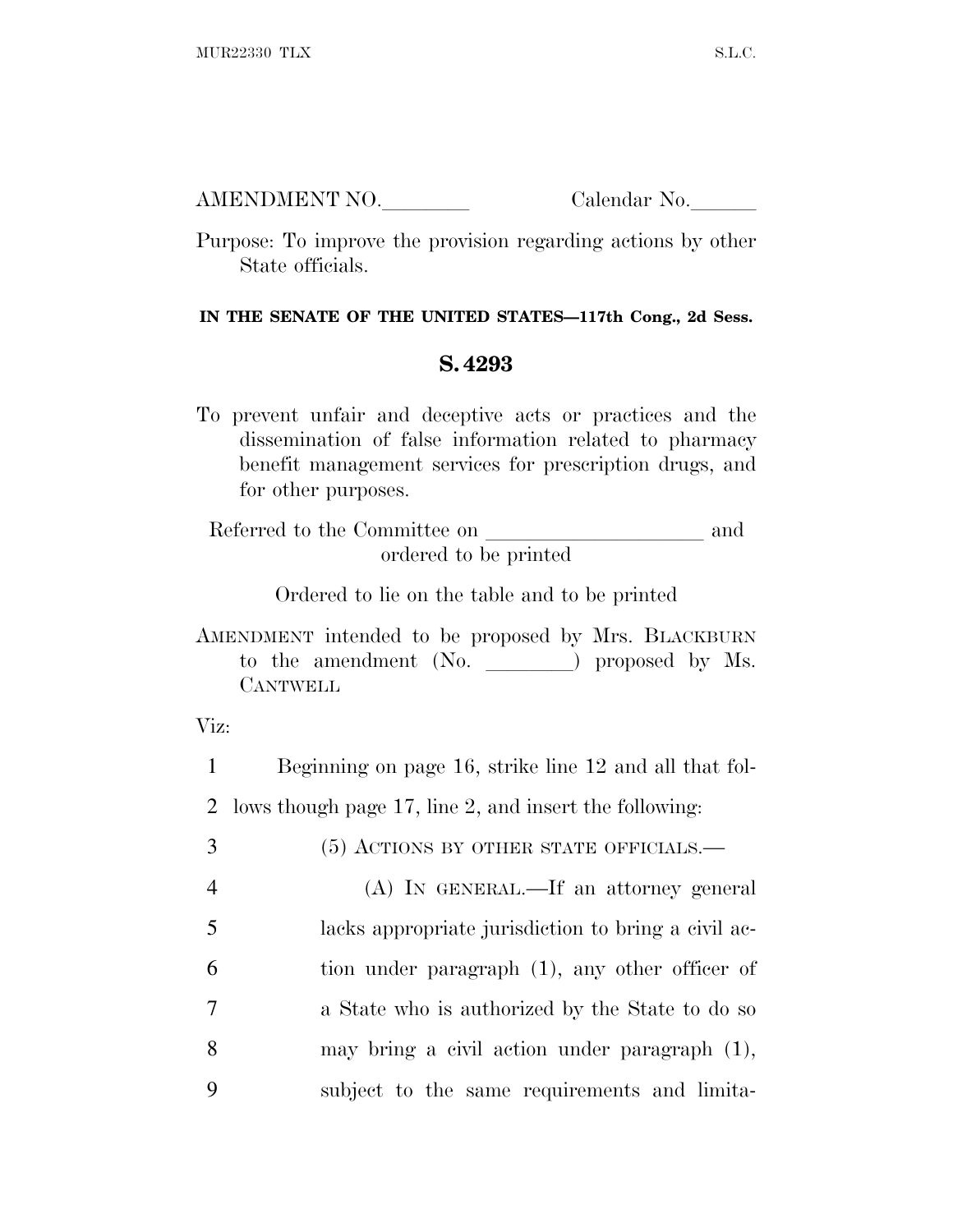AMENDMENT NO.________ Calendar No.______

Purpose: To improve the provision regarding actions by other State officials.

**IN THE SENATE OF THE UNITED STATES—117th Cong., 2d Sess.**

## S. 4293

To prevent unfair and deceptive acts or practices and the dissemination of false information related to pharmacy benefit management services for prescription drugs, and for other purposes.

Referred to the Committee on ____________________ and ordered to be printed

Ordered to lie on the table and to be printed

AMENDMENT intended to be proposed by Mrs. BLACKBURN to the amendment (No. ________) proposed by Ms. CANTWELL

Viz:

1 Beginning on page 16, strike line 12 and all that fol-
2 lows though page 17, line 2, and insert the following:
3 (5) ACTIONS BY OTHER STATE OFFICIALS.—
4 (A) IN GENERAL.—If an attorney general
5 lacks appropriate jurisdiction to bring a civil ac-
6 tion under paragraph (1), any other officer of
7 a State who is authorized by the State to do so
8 may bring a civil action under paragraph (1),
9 subject to the same requirements and limita-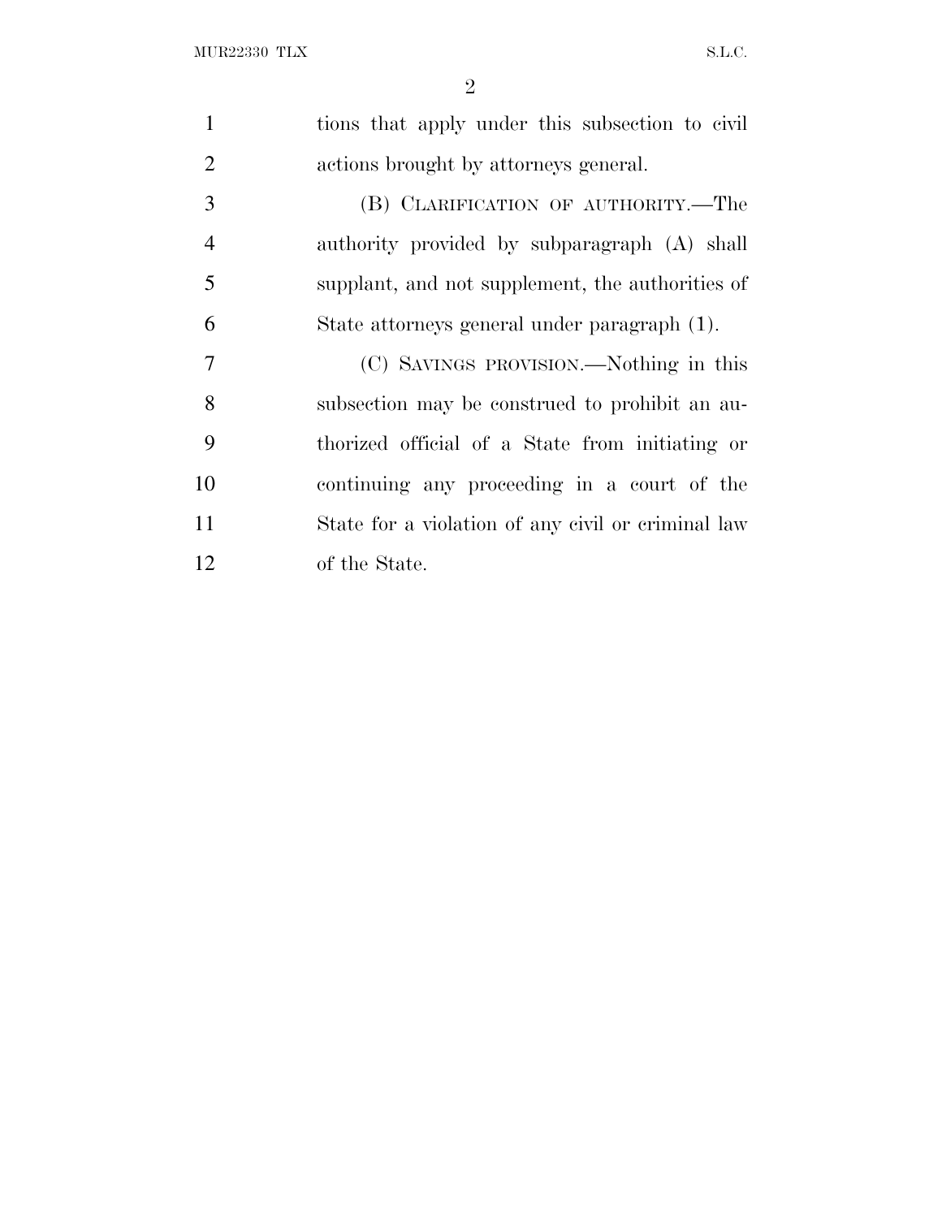tions that apply under this subsection to civil actions brought by attorneys general.

(B) CLARIFICATION OF AUTHORITY.—The authority provided by subparagraph (A) shall supplant, and not supplement, the authorities of State attorneys general under paragraph (1).

(C) SAVINGS PROVISION.—Nothing in this subsection may be construed to prohibit an authorized official of a State from initiating or continuing any proceeding in a court of the State for a violation of any civil or criminal law of the State.